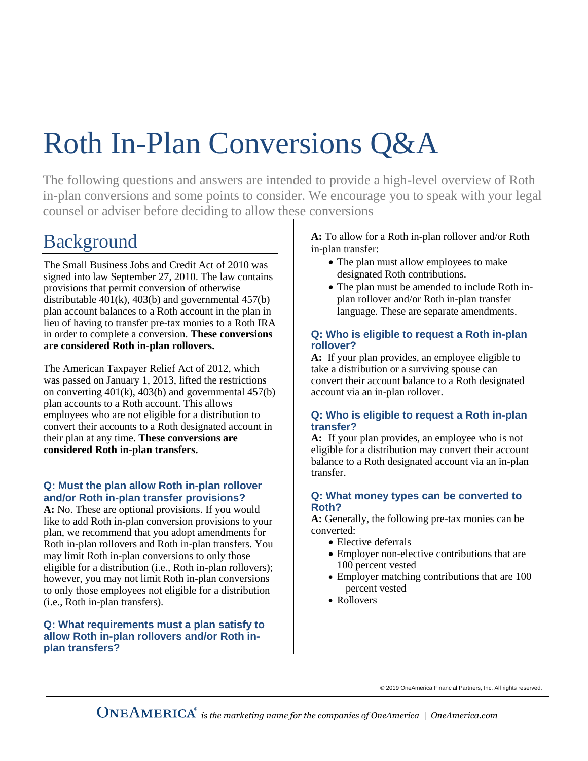# Roth In-Plan Conversions Q&A

The following questions and answers are intended to provide a high-level overview of Roth in-plan conversions and some points to consider. We encourage you to speak with your legal counsel or adviser before deciding to allow these conversions

## Background

The Small Business Jobs and Credit Act of 2010 was signed into law September 27, 2010. The law contains provisions that permit conversion of otherwise distributable 401(k), 403(b) and governmental 457(b) plan account balances to a Roth account in the plan in lieu of having to transfer pre-tax monies to a Roth IRA in order to complete a conversion. **These conversions are considered Roth in-plan rollovers.**

The American Taxpayer Relief Act of 2012, which was passed on January 1, 2013, lifted the restrictions on converting 401(k), 403(b) and governmental 457(b) plan accounts to a Roth account. This allows employees who are not eligible for a distribution to convert their accounts to a Roth designated account in their plan at any time. **These conversions are considered Roth in-plan transfers.**

### Q: Must the plan allow Roth in-plan rollover and/or Roth in-plan transfer provisions?

**A:** No. These are optional provisions. If you would like to add Roth in-plan conversion provisions to your plan, we recommend that you adopt amendments for Roth in-plan rollovers and Roth in-plan transfers. You may limit Roth in-plan conversions to only those eligible for a distribution (i.e., Roth in-plan rollovers); however, you may not limit Roth in-plan conversions to only those employees not eligible for a distribution (i.e., Roth in-plan transfers).

### Q: What requirements must a plan satisfy to allow Roth in-plan rollovers and/or Roth in-plan transfers?

**A:** To allow for a Roth in-plan rollover and/or Roth in-plan transfer:

- The plan must allow employees to make designated Roth contributions.
- The plan must be amended to include Roth in-plan rollover and/or Roth in-plan transfer language. These are separate amendments.

### Q: Who is eligible to request a Roth in-plan rollover?

**A:** If your plan provides, an employee eligible to take a distribution or a surviving spouse can convert their account balance to a Roth designated account via an in-plan rollover.

### Q: Who is eligible to request a Roth in-plan transfer?

**A:** If your plan provides, an employee who is not eligible for a distribution may convert their account balance to a Roth designated account via an in-plan transfer.

### Q: What money types can be converted to Roth?

**A:** Generally, the following pre-tax monies can be converted:

- Elective deferrals
- Employer non-elective contributions that are 100 percent vested
- Employer matching contributions that are 100 percent vested
- Rollovers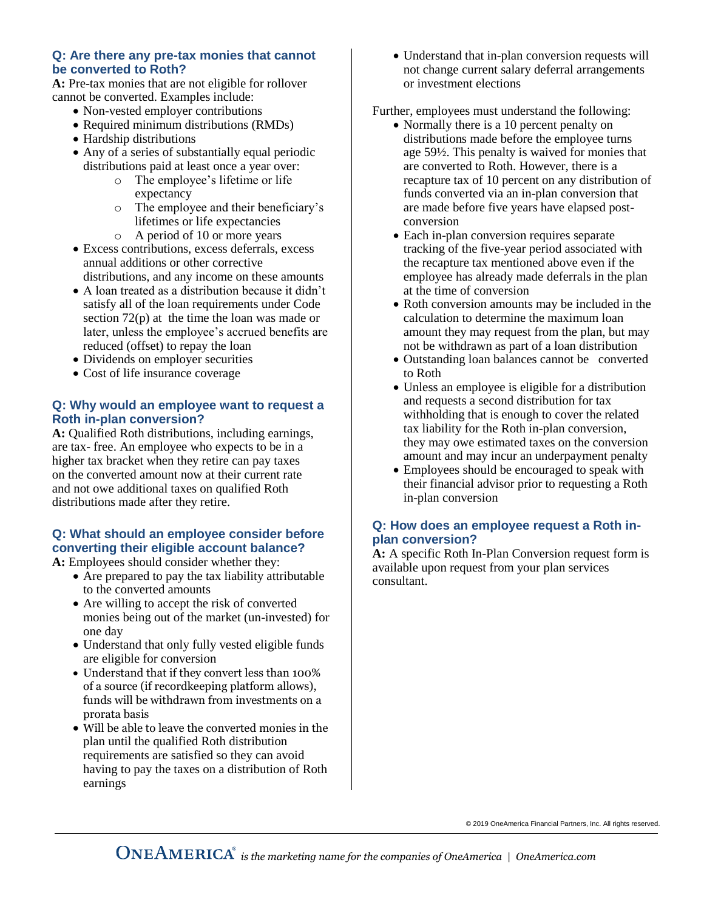## Q: Are there any pre-tax monies that cannot be converted to Roth?

**A:** Pre-tax monies that are not eligible for rollover cannot be converted. Examples include:

- Non-vested employer contributions
- Required minimum distributions (RMDs)
- Hardship distributions
- Any of a series of substantially equal periodic distributions paid at least once a year over:
  - The employee's lifetime or life expectancy
  - The employee and their beneficiary's lifetimes or life expectancies
  - A period of 10 or more years
- Excess contributions, excess deferrals, excess annual additions or other corrective distributions, and any income on these amounts
- A loan treated as a distribution because it didn't satisfy all of the loan requirements under Code section 72(p) at the time the loan was made or later, unless the employee's accrued benefits are reduced (offset) to repay the loan
- Dividends on employer securities
- Cost of life insurance coverage

## Q: Why would an employee want to request a Roth in-plan conversion?

**A:** Qualified Roth distributions, including earnings, are tax- free. An employee who expects to be in a higher tax bracket when they retire can pay taxes on the converted amount now at their current rate and not owe additional taxes on qualified Roth distributions made after they retire.

## Q: What should an employee consider before converting their eligible account balance?

**A:** Employees should consider whether they:

- Are prepared to pay the tax liability attributable to the converted amounts
- Are willing to accept the risk of converted monies being out of the market (un-invested) for one day
- Understand that only fully vested eligible funds are eligible for conversion
- Understand that if they convert less than 100% of a source (if recordkeeping platform allows), funds will be withdrawn from investments on a prorata basis
- Will be able to leave the converted monies in the plan until the qualified Roth distribution requirements are satisfied so they can avoid having to pay the taxes on a distribution of Roth earnings
- Understand that in-plan conversion requests will not change current salary deferral arrangements or investment elections

Further, employees must understand the following:

- Normally there is a 10 percent penalty on distributions made before the employee turns age 59½. This penalty is waived for monies that are converted to Roth. However, there is a recapture tax of 10 percent on any distribution of funds converted via an in-plan conversion that are made before five years have elapsed post-conversion
- Each in-plan conversion requires separate tracking of the five-year period associated with the recapture tax mentioned above even if the employee has already made deferrals in the plan at the time of conversion
- Roth conversion amounts may be included in the calculation to determine the maximum loan amount they may request from the plan, but may not be withdrawn as part of a loan distribution
- Outstanding loan balances cannot be converted to Roth
- Unless an employee is eligible for a distribution and requests a second distribution for tax withholding that is enough to cover the related tax liability for the Roth in-plan conversion, they may owe estimated taxes on the conversion amount and may incur an underpayment penalty
- Employees should be encouraged to speak with their financial advisor prior to requesting a Roth in-plan conversion

## Q: How does an employee request a Roth in-plan conversion?

**A:** A specific Roth In-Plan Conversion request form is available upon request from your plan services consultant.

© 2019 OneAmerica Financial Partners, Inc. All rights reserved.

ONEAMERICA® *is the marketing name for the companies of OneAmerica | OneAmerica.com*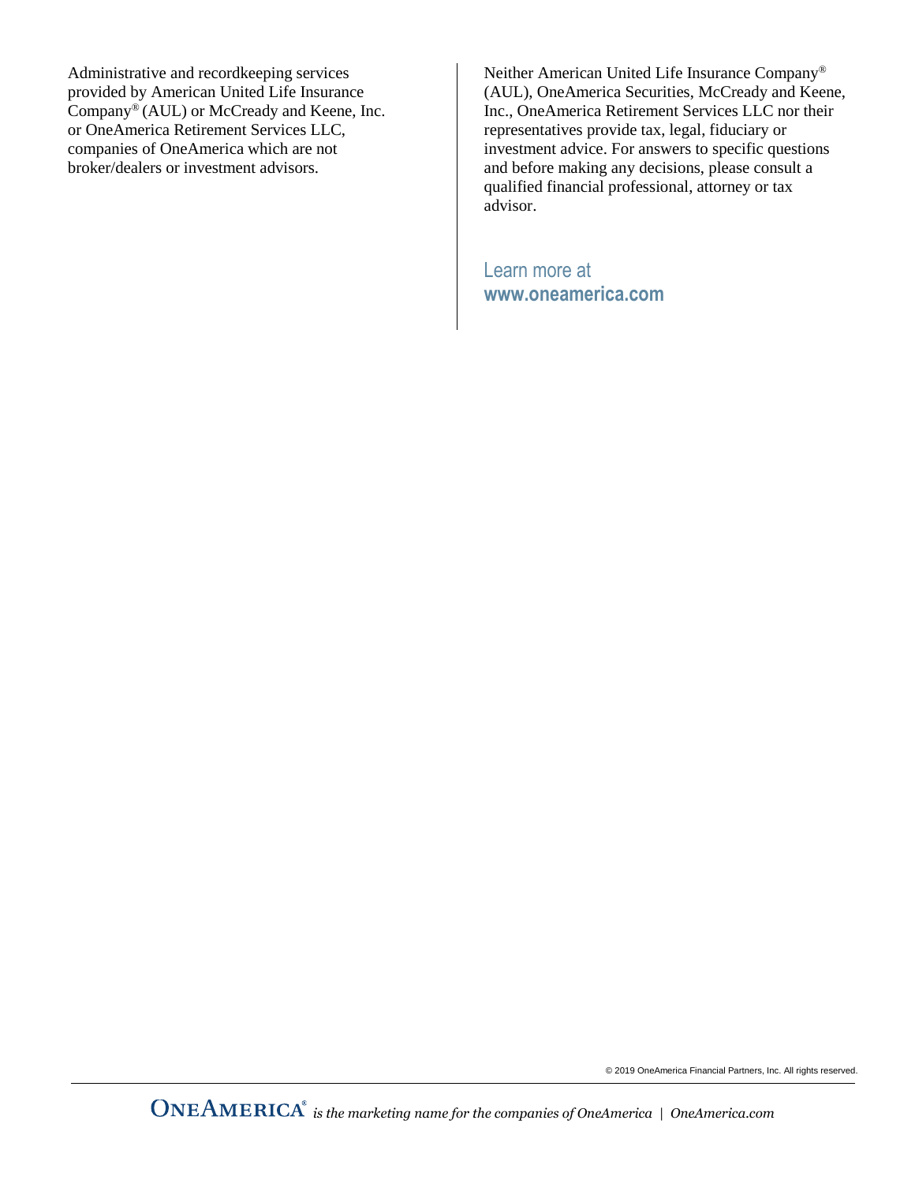Administrative and recordkeeping services provided by American United Life Insurance Company® (AUL) or McCready and Keene, Inc. or OneAmerica Retirement Services LLC, companies of OneAmerica which are not broker/dealers or investment advisors.

Neither American United Life Insurance Company® (AUL), OneAmerica Securities, McCready and Keene, Inc., OneAmerica Retirement Services LLC nor their representatives provide tax, legal, fiduciary or investment advice. For answers to specific questions and before making any decisions, please consult a qualified financial professional, attorney or tax advisor.

Learn more at
**www.oneamerica.com**

© 2019 OneAmerica Financial Partners, Inc. All rights reserved.

ONEAMERICA® *is the marketing name for the companies of OneAmerica | OneAmerica.com*